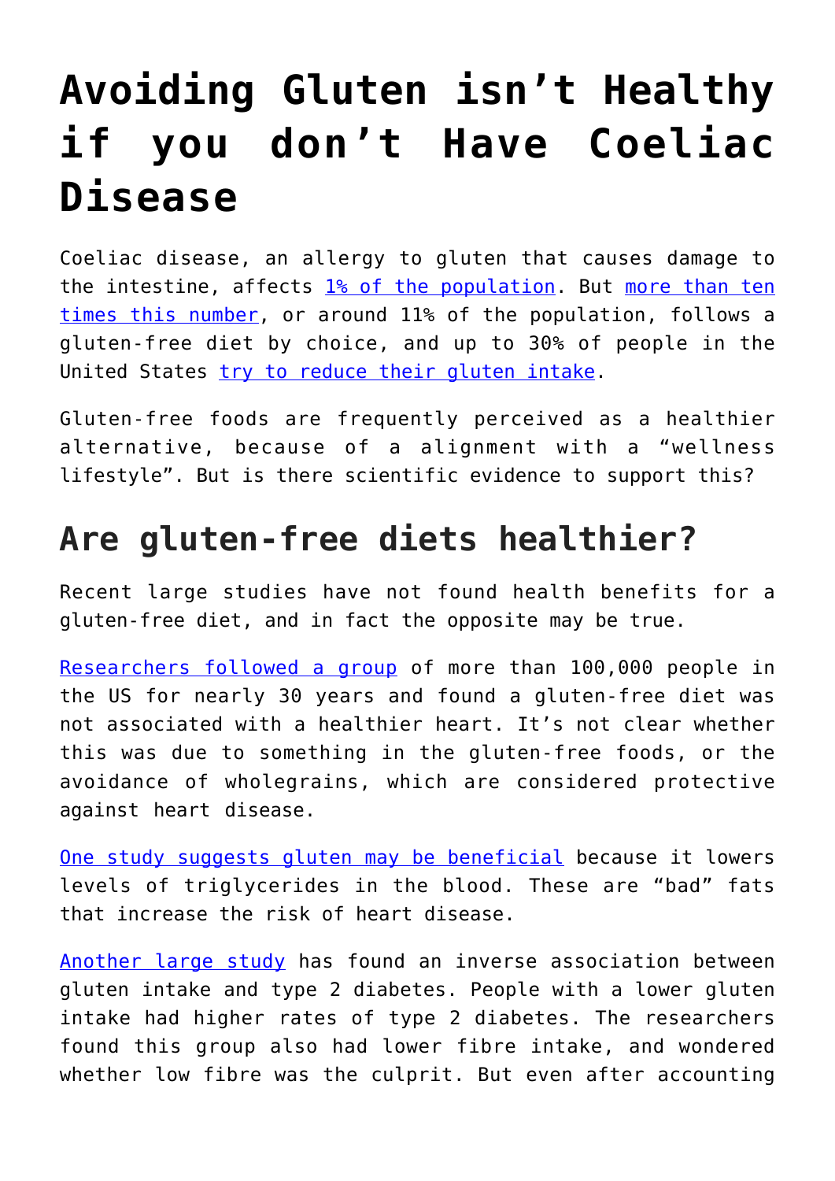# Avoiding Gluten isn't Healthy if you don't Have Coeliac Disease

Coeliac disease, an allergy to gluten that causes damage to the intestine, affects [1% of the population](). But [more than ten times this number](), or around 11% of the population, follows a gluten-free diet by choice, and up to 30% of people in the United States [try to reduce their gluten intake]().

Gluten-free foods are frequently perceived as a healthier alternative, because of a alignment with a "wellness lifestyle". But is there scientific evidence to support this?

## Are gluten-free diets healthier?

Recent large studies have not found health benefits for a gluten-free diet, and in fact the opposite may be true.

[Researchers followed a group]() of more than 100,000 people in the US for nearly 30 years and found a gluten-free diet was not associated with a healthier heart. It's not clear whether this was due to something in the gluten-free foods, or the avoidance of wholegrains, which are considered protective against heart disease.

[One study suggests gluten may be beneficial]() because it lowers levels of triglycerides in the blood. These are "bad" fats that increase the risk of heart disease.

[Another large study]() has found an inverse association between gluten intake and type 2 diabetes. People with a lower gluten intake had higher rates of type 2 diabetes. The researchers found this group also had lower fibre intake, and wondered whether low fibre was the culprit. But even after accounting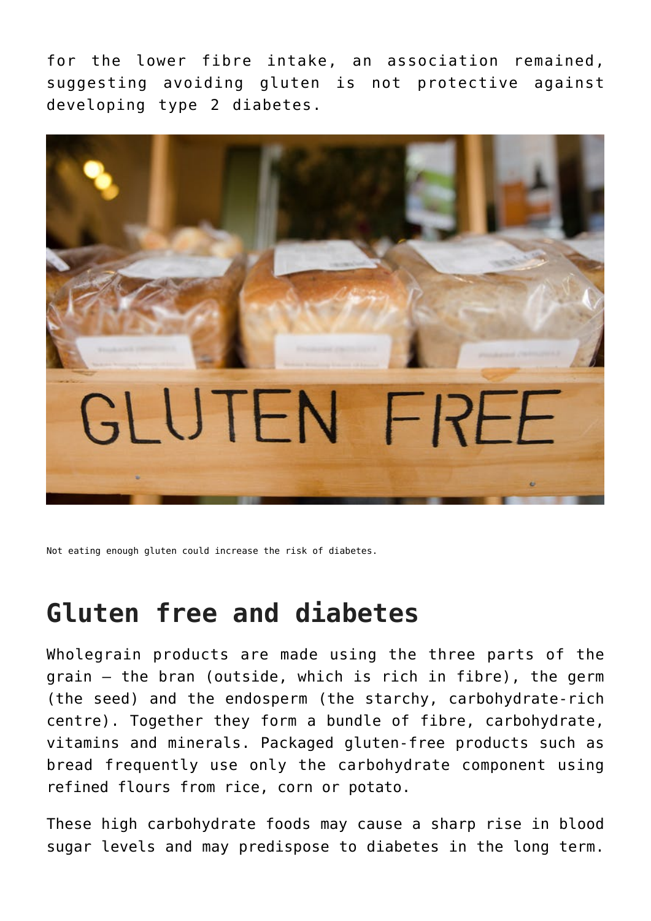for the lower fibre intake, an association remained, suggesting avoiding gluten is not protective against developing type 2 diabetes.

Not eating enough gluten could increase the risk of diabetes.

## Gluten free and diabetes

Wholegrain products are made using the three parts of the grain – the bran (outside, which is rich in fibre), the germ (the seed) and the endosperm (the starchy, carbohydrate-rich centre). Together they form a bundle of fibre, carbohydrate, vitamins and minerals. Packaged gluten-free products such as bread frequently use only the carbohydrate component using refined flours from rice, corn or potato.

These high carbohydrate foods may cause a sharp rise in blood sugar levels and may predispose to diabetes in the long term.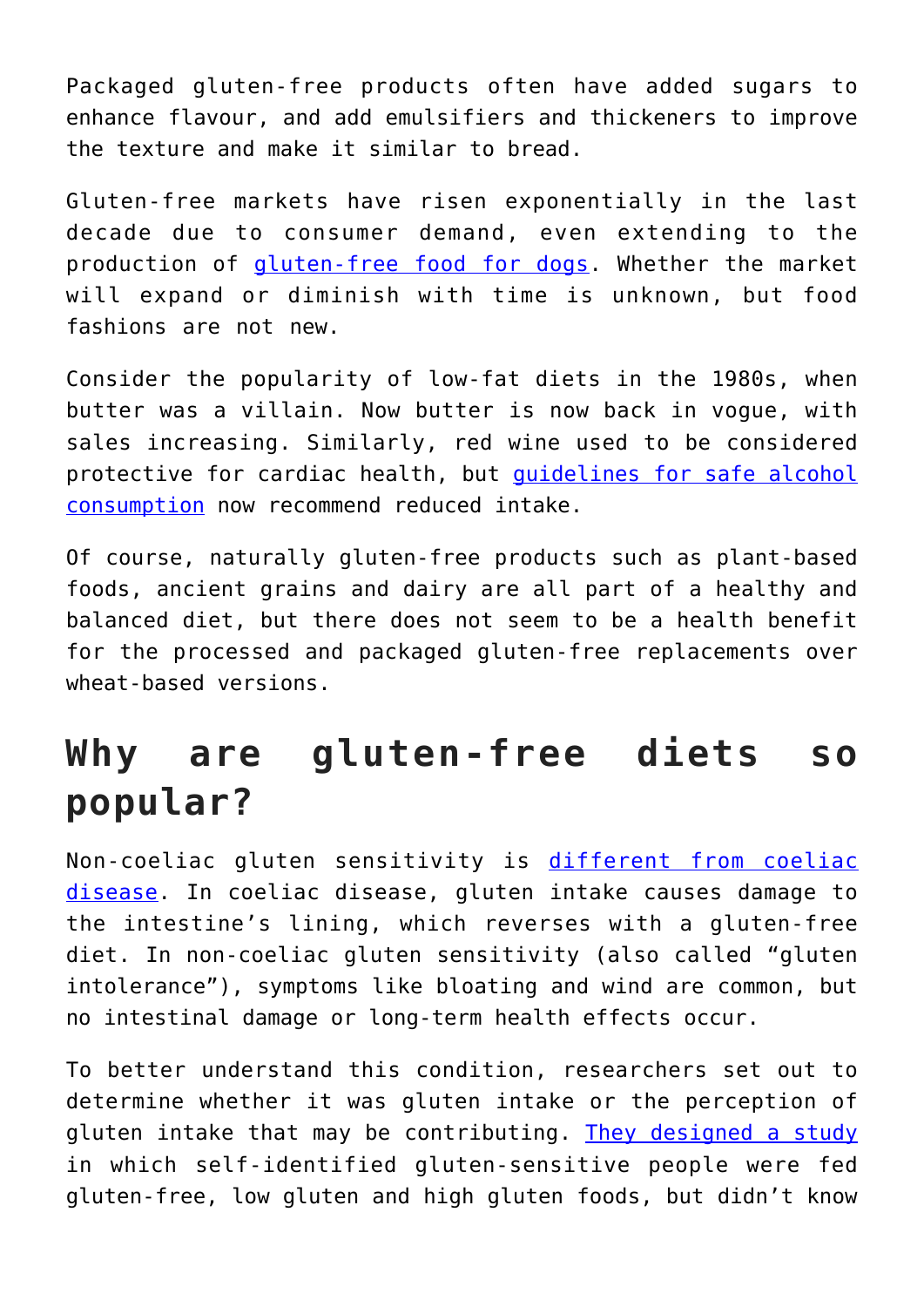Packaged gluten-free products often have added sugars to enhance flavour, and add emulsifiers and thickeners to improve the texture and make it similar to bread.

Gluten-free markets have risen exponentially in the last decade due to consumer demand, even extending to the production of gluten-free food for dogs. Whether the market will expand or diminish with time is unknown, but food fashions are not new.

Consider the popularity of low-fat diets in the 1980s, when butter was a villain. Now butter is now back in vogue, with sales increasing. Similarly, red wine used to be considered protective for cardiac health, but guidelines for safe alcohol consumption now recommend reduced intake.

Of course, naturally gluten-free products such as plant-based foods, ancient grains and dairy are all part of a healthy and balanced diet, but there does not seem to be a health benefit for the processed and packaged gluten-free replacements over wheat-based versions.

## Why are gluten-free diets so popular?

Non-coeliac gluten sensitivity is different from coeliac disease. In coeliac disease, gluten intake causes damage to the intestine's lining, which reverses with a gluten-free diet. In non-coeliac gluten sensitivity (also called "gluten intolerance"), symptoms like bloating and wind are common, but no intestinal damage or long-term health effects occur.

To better understand this condition, researchers set out to determine whether it was gluten intake or the perception of gluten intake that may be contributing. They designed a study in which self-identified gluten-sensitive people were fed gluten-free, low gluten and high gluten foods, but didn't know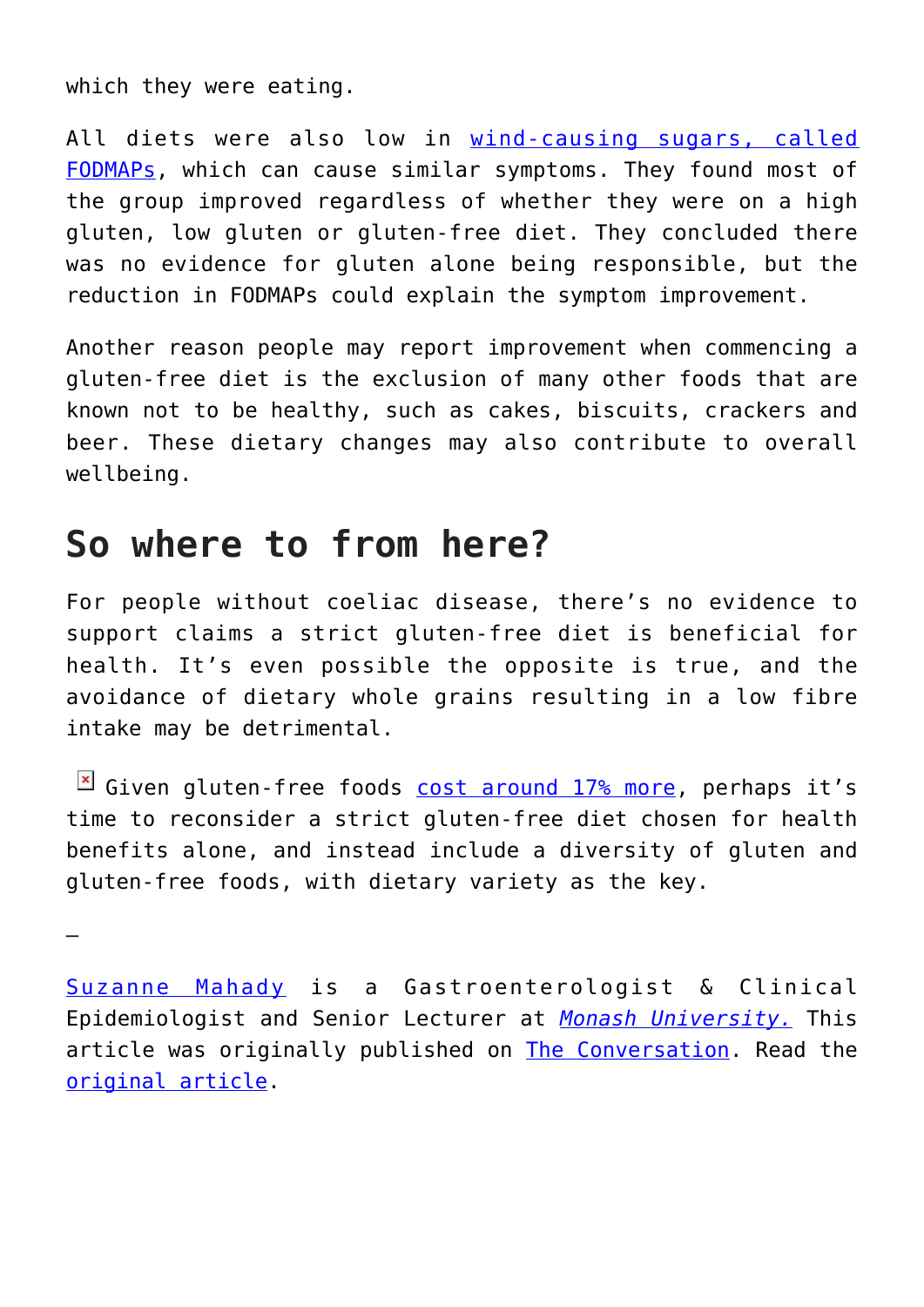which they were eating.

All diets were also low in wind-causing sugars, called FODMAPs, which can cause similar symptoms. They found most of the group improved regardless of whether they were on a high gluten, low gluten or gluten-free diet. They concluded there was no evidence for gluten alone being responsible, but the reduction in FODMAPs could explain the symptom improvement.

Another reason people may report improvement when commencing a gluten-free diet is the exclusion of many other foods that are known not to be healthy, such as cakes, biscuits, crackers and beer. These dietary changes may also contribute to overall wellbeing.

## So where to from here?

For people without coeliac disease, there's no evidence to support claims a strict gluten-free diet is beneficial for health. It's even possible the opposite is true, and the avoidance of dietary whole grains resulting in a low fibre intake may be detrimental.

Given gluten-free foods cost around 17% more, perhaps it's time to reconsider a strict gluten-free diet chosen for health benefits alone, and instead include a diversity of gluten and gluten-free foods, with dietary variety as the key.

–

Suzanne Mahady is a Gastroenterologist & Clinical Epidemiologist and Senior Lecturer at *Monash University.* This article was originally published on The Conversation. Read the original article.